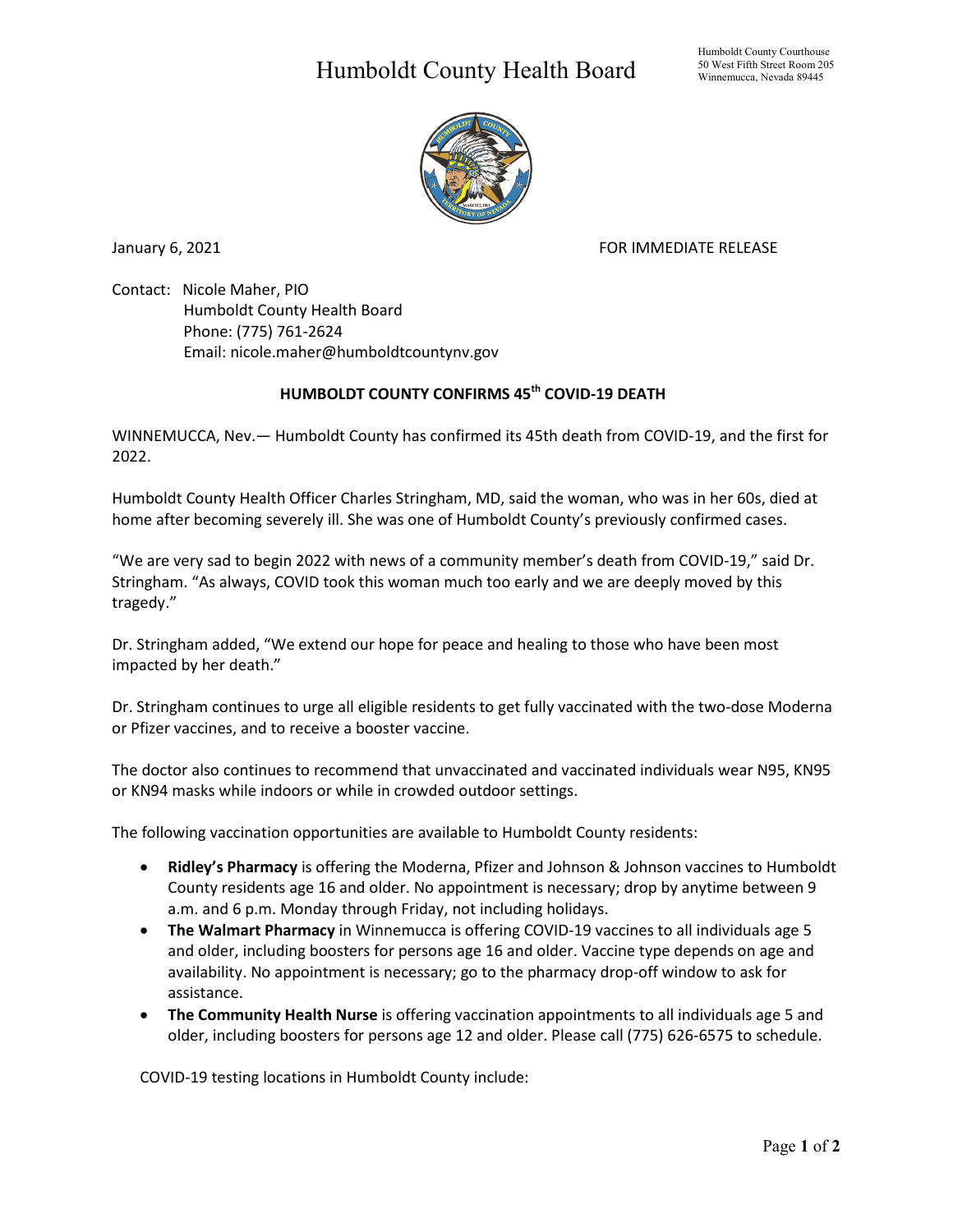# Humboldt County Health Board

Humboldt County Courthouse
50 West Fifth Street Room 205
Winnemucca, Nevada 89445

January 6, 2021

FOR IMMEDIATE RELEASE

Contact: Nicole Maher, PIO
Humboldt County Health Board
Phone: (775) 761-2624
Email: nicole.maher@humboldtcountynv.gov

## HUMBOLDT COUNTY CONFIRMS 45th COVID-19 DEATH

WINNEMUCCA, Nev.— Humboldt County has confirmed its 45th death from COVID-19, and the first for 2022.

Humboldt County Health Officer Charles Stringham, MD, said the woman, who was in her 60s, died at home after becoming severely ill. She was one of Humboldt County's previously confirmed cases.

"We are very sad to begin 2022 with news of a community member's death from COVID-19," said Dr. Stringham. "As always, COVID took this woman much too early and we are deeply moved by this tragedy."

Dr. Stringham added, "We extend our hope for peace and healing to those who have been most impacted by her death."

Dr. Stringham continues to urge all eligible residents to get fully vaccinated with the two-dose Moderna or Pfizer vaccines, and to receive a booster vaccine.

The doctor also continues to recommend that unvaccinated and vaccinated individuals wear N95, KN95 or KN94 masks while indoors or while in crowded outdoor settings.

The following vaccination opportunities are available to Humboldt County residents:

- **Ridley's Pharmacy** is offering the Moderna, Pfizer and Johnson & Johnson vaccines to Humboldt County residents age 16 and older. No appointment is necessary; drop by anytime between 9 a.m. and 6 p.m. Monday through Friday, not including holidays.
- **The Walmart Pharmacy** in Winnemucca is offering COVID-19 vaccines to all individuals age 5 and older, including boosters for persons age 16 and older. Vaccine type depends on age and availability. No appointment is necessary; go to the pharmacy drop-off window to ask for assistance.
- **The Community Health Nurse** is offering vaccination appointments to all individuals age 5 and older, including boosters for persons age 12 and older. Please call (775) 626-6575 to schedule.

COVID-19 testing locations in Humboldt County include: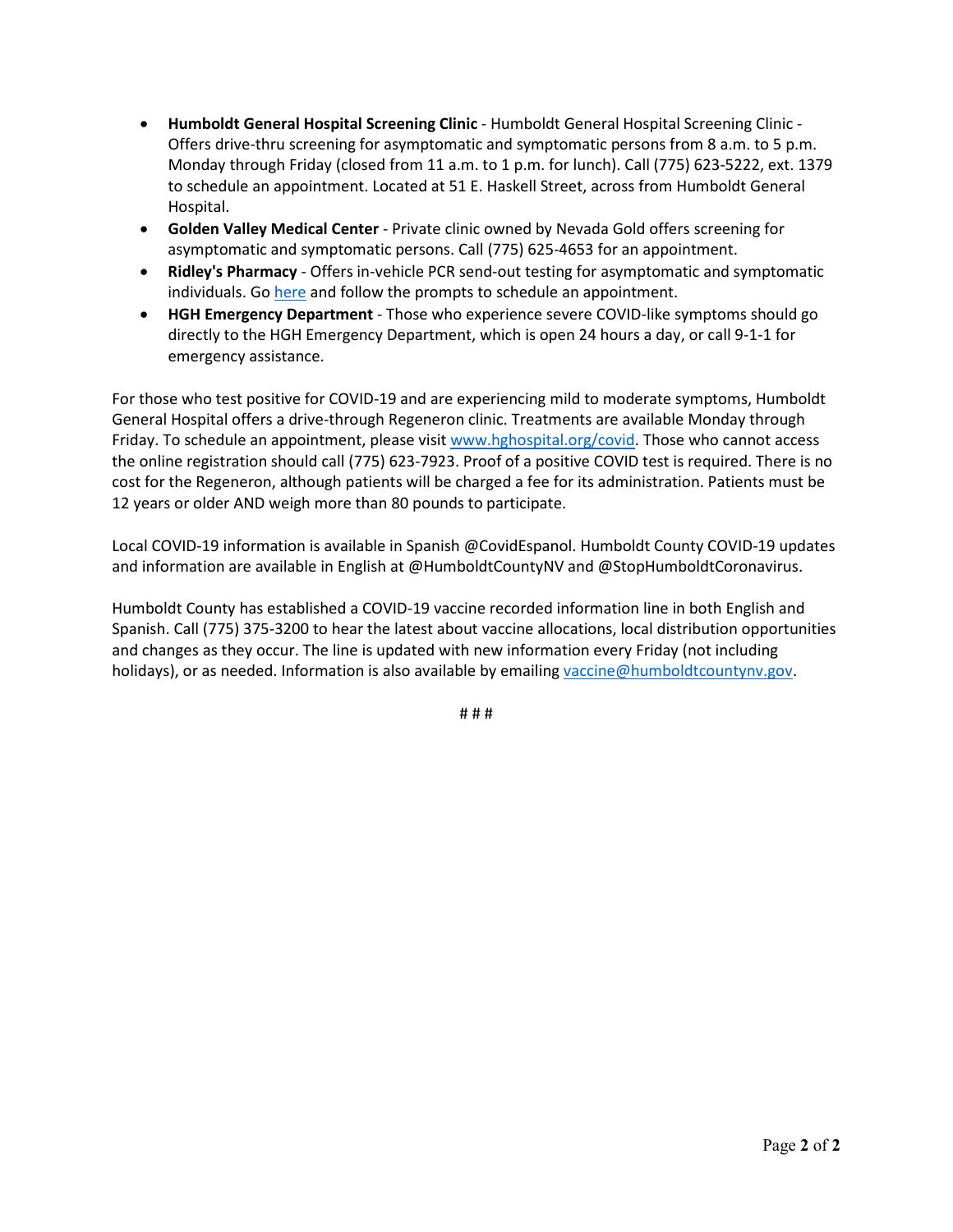- **Humboldt General Hospital Screening Clinic** - Humboldt General Hospital Screening Clinic - Offers drive-thru screening for asymptomatic and symptomatic persons from 8 a.m. to 5 p.m. Monday through Friday (closed from 11 a.m. to 1 p.m. for lunch). Call (775) 623-5222, ext. 1379 to schedule an appointment. Located at 51 E. Haskell Street, across from Humboldt General Hospital.
- **Golden Valley Medical Center** - Private clinic owned by Nevada Gold offers screening for asymptomatic and symptomatic persons. Call (775) 625-4653 for an appointment.
- **Ridley's Pharmacy** - Offers in-vehicle PCR send-out testing for asymptomatic and symptomatic individuals. Go here and follow the prompts to schedule an appointment.
- **HGH Emergency Department** - Those who experience severe COVID-like symptoms should go directly to the HGH Emergency Department, which is open 24 hours a day, or call 9-1-1 for emergency assistance.

For those who test positive for COVID-19 and are experiencing mild to moderate symptoms, Humboldt General Hospital offers a drive-through Regeneron clinic. Treatments are available Monday through Friday. To schedule an appointment, please visit www.hghospital.org/covid. Those who cannot access the online registration should call (775) 623-7923. Proof of a positive COVID test is required. There is no cost for the Regeneron, although patients will be charged a fee for its administration. Patients must be 12 years or older AND weigh more than 80 pounds to participate.

Local COVID-19 information is available in Spanish @CovidEspanol. Humboldt County COVID-19 updates and information are available in English at @HumboldtCountyNV and @StopHumboldtCoronavirus.

Humboldt County has established a COVID-19 vaccine recorded information line in both English and Spanish. Call (775) 375-3200 to hear the latest about vaccine allocations, local distribution opportunities and changes as they occur. The line is updated with new information every Friday (not including holidays), or as needed. Information is also available by emailing vaccine@humboldtcountynv.gov.

# # #